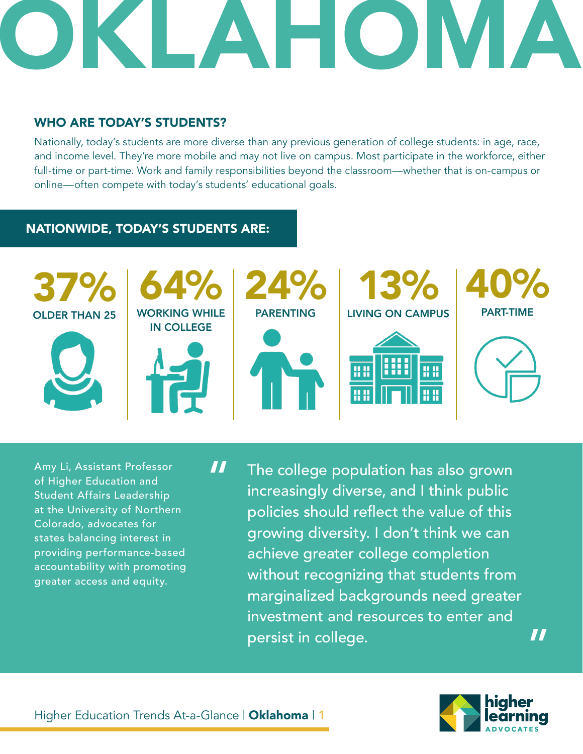# OKLAHOMA

## WHO ARE TODAY'S STUDENTS?

Nationally, today's students are more diverse than any previous generation of college students: in age, race, and income level. They're more mobile and may not live on campus. Most participate in the workforce, either full-time or part-time. Work and family responsibilities beyond the classroom—whether that is on-campus or online—often compete with today's students' educational goals.

### NATIONWIDE, TODAY'S STUDENTS ARE:

- **37%** OLDER THAN 25
- **64%** WORKING WHILE IN COLLEGE
- **24%** PARENTING
- **13%** LIVING ON CAMPUS
- **40%** PART-TIME

Amy Li, Assistant Professor of Higher Education and Student Affairs Leadership at the University of Northern Colorado, advocates for states balancing interest in providing performance-based accountability with promoting greater access and equity.

> "The college population has also grown increasingly diverse, and I think public policies should reflect the value of this growing diversity. I don't think we can achieve greater college completion without recognizing that students from marginalized backgrounds need greater investment and resources to enter and persist in college."

Higher Education Trends At-a-Glance | **Oklahoma**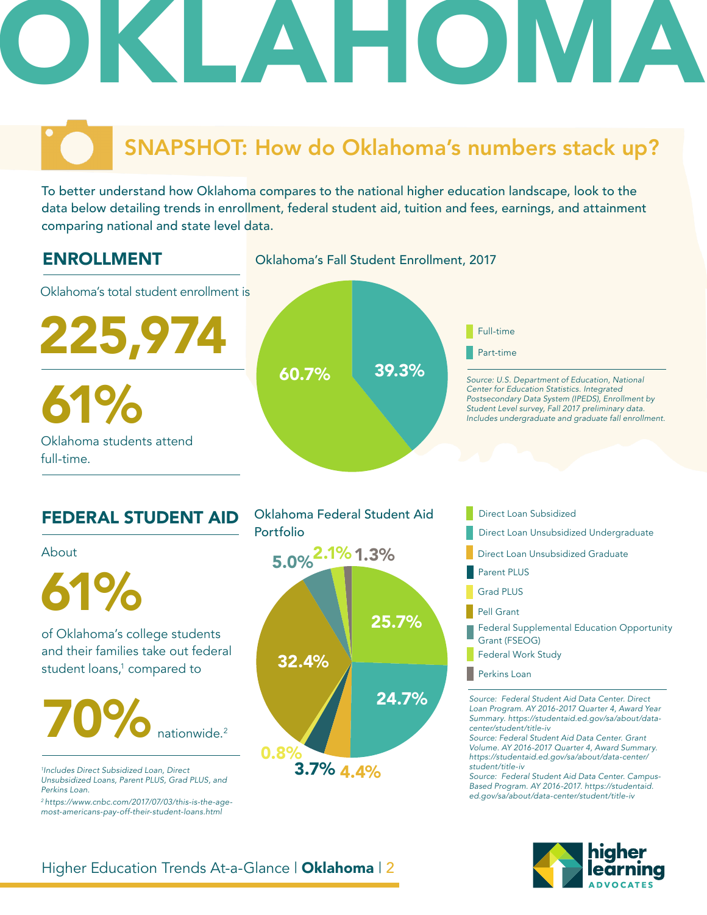# OKLAHOMA

## SNAPSHOT: How do Oklahoma's numbers stack up?

To better understand how Oklahoma compares to the national higher education landscape, look to the data below detailing trends in enrollment, federal student aid, tuition and fees, earnings, and attainment comparing national and state level data.

### ENROLLMENT

Oklahoma's total student enrollment is

**225,974**

**61%**

Oklahoma students attend full-time.

Oklahoma's Fall Student Enrollment, 2017

| Category | Percent |
|---|---|
| Full-time | 60.7% |
| Part-time | 39.3% |

*Source: U.S. Department of Education, National Center for Education Statistics. Integrated Postsecondary Data System (IPEDS), Enrollment by Student Level survey, Fall 2017 preliminary data. Includes undergraduate and graduate fall enrollment.*

### FEDERAL STUDENT AID

About

**61%**

of Oklahoma's college students and their families take out federal student loans,[1] compared to

**70%** nationwide.[2]

*[1] Includes Direct Subsidized Loan, Direct Unsubsidized Loans, Parent PLUS, Grad PLUS, and Perkins Loan.*

*[2] https://www.cnbc.com/2017/07/03/this-is-the-age-most-americans-pay-off-their-student-loans.html*

Oklahoma Federal Student Aid Portfolio

| Category | Percent |
|---|---|
| Direct Loan Subsidized | 25.7% |
| Direct Loan Unsubsidized Undergraduate | 24.7% |
| Direct Loan Unsubsidized Graduate | 4.4% |
| Parent PLUS | 3.7% |
| Grad PLUS | 0.8% |
| Pell Grant | 32.4% |
| Federal Supplemental Education Opportunity Grant (FSEOG) | 5.0% |
| Federal Work Study | 2.1% |
| Perkins Loan | 1.3% |

*Source: Federal Student Aid Data Center. Direct Loan Program. AY 2016-2017 Quarter 4, Award Year Summary. https://studentaid.ed.gov/sa/about/data-center/student/title-iv*

*Source: Federal Student Aid Data Center. Grant Volume. AY 2016-2017 Quarter 4, Award Summary. https://studentaid.ed.gov/sa/about/data-center/student/title-iv*

*Source: Federal Student Aid Data Center. Campus-Based Program. AY 2016-2017. https://studentaid.ed.gov/sa/about/data-center/student/title-iv*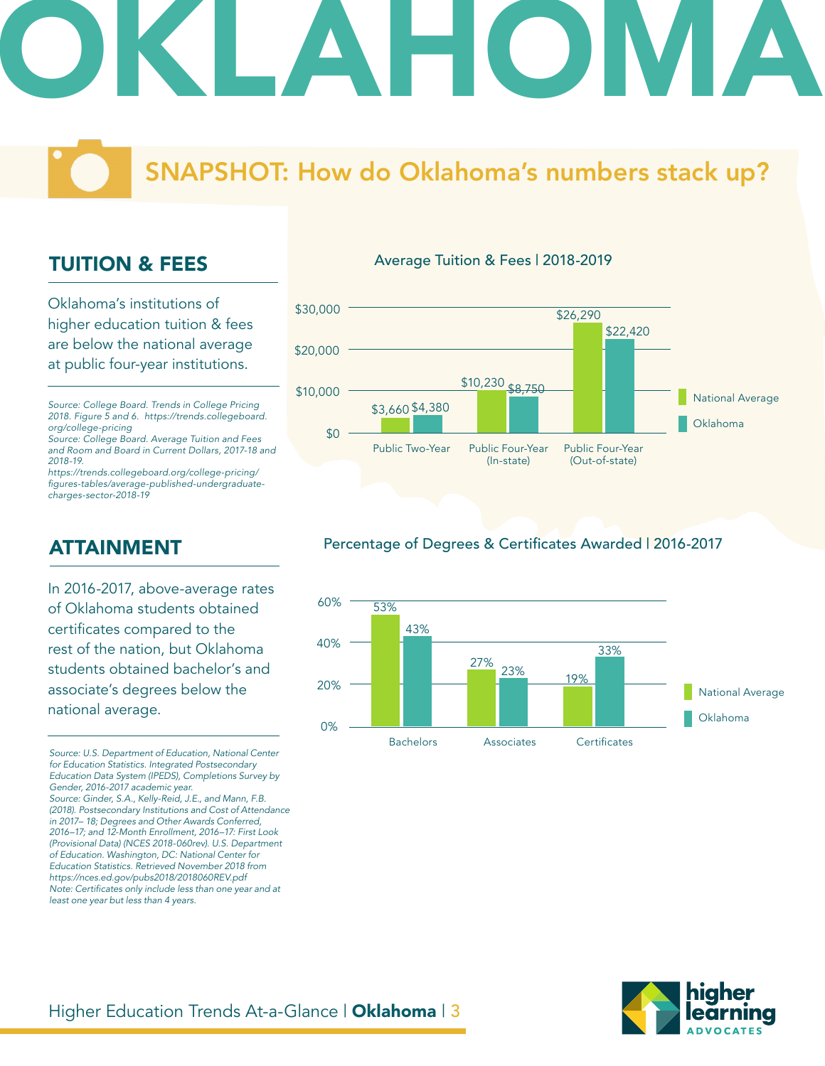# OKLAHOMA

## SNAPSHOT: How do Oklahoma's numbers stack up?

### TUITION & FEES

Oklahoma's institutions of higher education tuition & fees are below the national average at public four-year institutions.

*Source: College Board. Trends in College Pricing 2018. Figure 5 and 6. https://trends.collegeboard.org/college-pricing*
*Source: College Board. Average Tuition and Fees and Room and Board in Current Dollars, 2017-18 and 2018-19. https://trends.collegeboard.org/college-pricing/figures-tables/average-published-undergraduate-charges-sector-2018-19*

Average Tuition & Fees | 2018-2019

| | National Average | Oklahoma |
|---|---|---|
| Public Two-Year | $3,660 | $4,380 |
| Public Four-Year (In-state) | $10,230 | $8,750 |
| Public Four-Year (Out-of-state) | $26,290 | $22,420 |

### ATTAINMENT

In 2016-2017, above-average rates of Oklahoma students obtained certificates compared to the rest of the nation, but Oklahoma students obtained bachelor's and associate's degrees below the national average.

*Source: U.S. Department of Education, National Center for Education Statistics. Integrated Postsecondary Education Data System (IPEDS), Completions Survey by Gender, 2016-2017 academic year.*
*Source: Ginder, S.A., Kelly-Reid, J.E., and Mann, F.B. (2018). Postsecondary Institutions and Cost of Attendance in 2017– 18; Degrees and Other Awards Conferred, 2016–17; and 12-Month Enrollment, 2016–17: First Look (Provisional Data) (NCES 2018-060rev). U.S. Department of Education. Washington, DC: National Center for Education Statistics. Retrieved November 2018 from https://nces.ed.gov/pubs2018/2018060REV.pdf*
*Note: Certificates only include less than one year and at least one year but less than 4 years.*

Percentage of Degrees & Certificates Awarded | 2016-2017

| | National Average | Oklahoma |
|---|---|---|
| Bachelors | 53% | 43% |
| Associates | 27% | 23% |
| Certificates | 19% | 33% |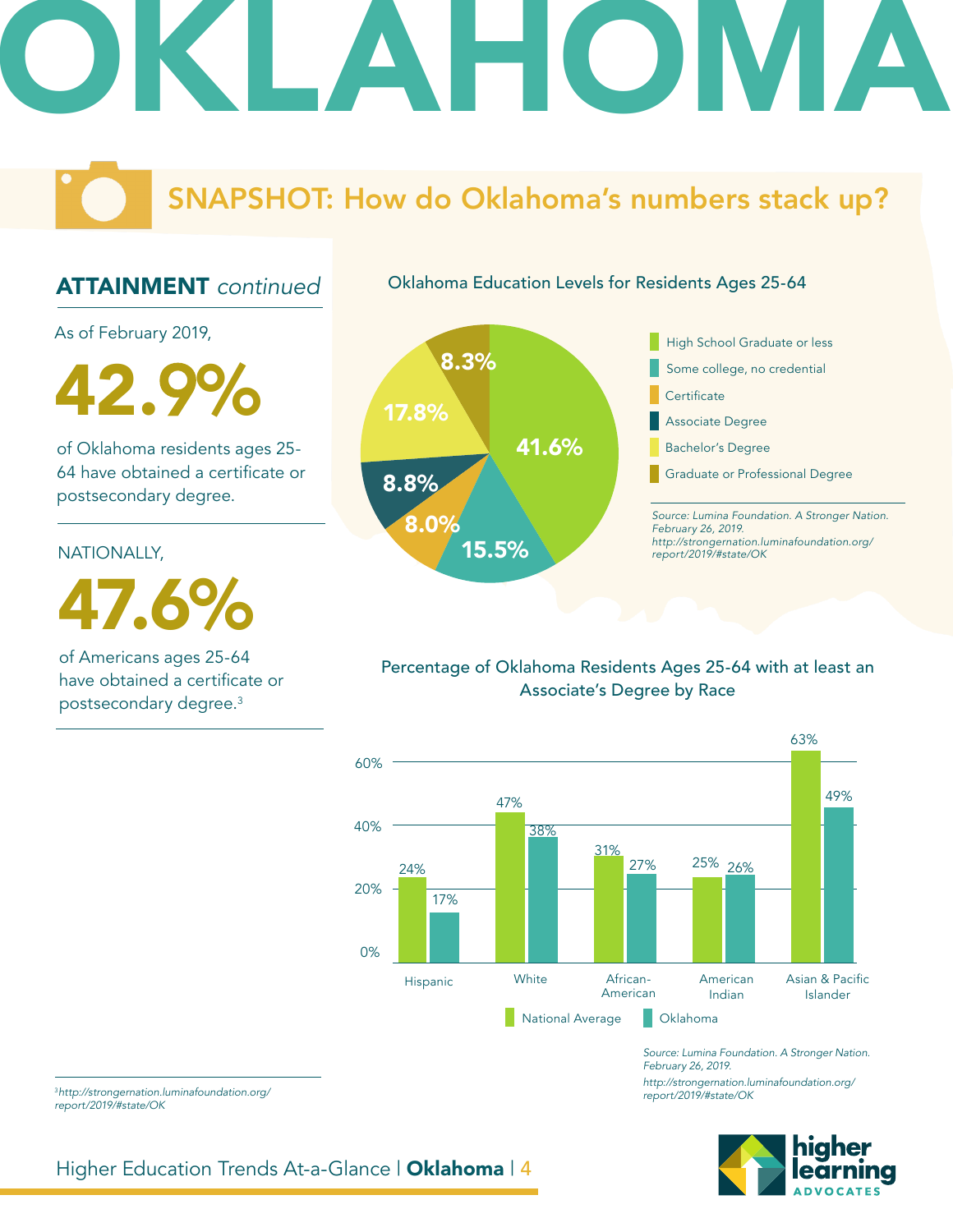# OKLAHOMA

## SNAPSHOT: How do Oklahoma's numbers stack up?

### ATTAINMENT *continued*

As of February 2019,

**42.9%**

of Oklahoma residents ages 25-64 have obtained a certificate or postsecondary degree.

NATIONALLY,

**47.6%**

of Americans ages 25-64 have obtained a certificate or postsecondary degree.[3]

### Oklahoma Education Levels for Residents Ages 25-64

| Education Level | Percentage |
|---|---|
| High School Graduate or less | 41.6% |
| Some college, no credential | 15.5% |
| Certificate | 8.0% |
| Associate Degree | 8.8% |
| Bachelor's Degree | 17.8% |
| Graduate or Professional Degree | 8.3% |

*Source: Lumina Foundation. A Stronger Nation. February 26, 2019. http://strongernation.luminafoundation.org/report/2019/#state/OK*

### Percentage of Oklahoma Residents Ages 25-64 with at least an Associate's Degree by Race

| Race | National Average | Oklahoma |
|---|---|---|
| Hispanic | 24% | 17% |
| White | 47% | 38% |
| African-American | 31% | 27% |
| American Indian | 25% | 26% |
| Asian & Pacific Islander | 63% | 49% |

*Source: Lumina Foundation. A Stronger Nation. February 26, 2019. http://strongernation.luminafoundation.org/report/2019/#state/OK*

[3] *http://strongernation.luminafoundation.org/report/2019/#state/OK*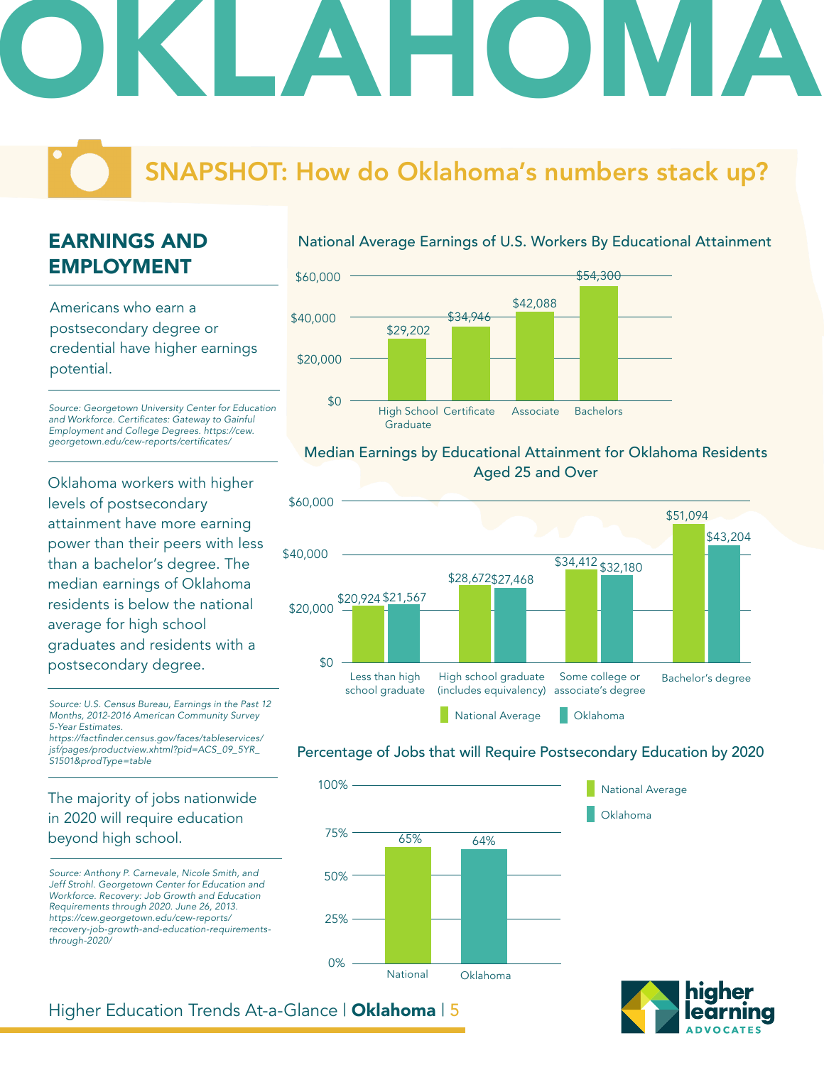# OKLAHOMA

## SNAPSHOT: How do Oklahoma's numbers stack up?

### EARNINGS AND EMPLOYMENT

Americans who earn a postsecondary degree or credential have higher earnings potential.

*Source: Georgetown University Center for Education and Workforce. Certificates: Gateway to Gainful Employment and College Degrees. https://cew.georgetown.edu/cew-reports/certificates/*

**National Average Earnings of U.S. Workers By Educational Attainment**

| Educational Attainment | Earnings |
|---|---|
| High School Graduate | $29,202 |
| Certificate | $34,946 |
| Associate | $42,088 |
| Bachelors | $54,300 |

Oklahoma workers with higher levels of postsecondary attainment have more earning power than their peers with less than a bachelor's degree. The median earnings of Oklahoma residents is below the national average for high school graduates and residents with a postsecondary degree.

*Source: U.S. Census Bureau, Earnings in the Past 12 Months, 2012-2016 American Community Survey 5-Year Estimates. https://factfinder.census.gov/faces/tableservices/jsf/pages/productview.xhtml?pid=ACS_09_5YR_S1501&prodType=table*

**Median Earnings by Educational Attainment for Oklahoma Residents Aged 25 and Over**

| Educational Attainment | National Average | Oklahoma |
|---|---|---|
| Less than high school graduate | $20,924 | $21,567 |
| High school graduate (includes equivalency) | $28,672 | $27,468 |
| Some college or associate's degree | $34,412 | $32,180 |
| Bachelor's degree | $51,094 | $43,204 |

The majority of jobs nationwide in 2020 will require education beyond high school.

*Source: Anthony P. Carnevale, Nicole Smith, and Jeff Strohl. Georgetown Center for Education and Workforce. Recovery: Job Growth and Education Requirements through 2020. June 26, 2013. https://cew.georgetown.edu/cew-reports/recovery-job-growth-and-education-requirements-through-2020/*

**Percentage of Jobs that will Require Postsecondary Education by 2020**

| | Percentage |
|---|---|
| National | 65% |
| Oklahoma | 64% |

Higher Education Trends At-a-Glance | **Oklahoma**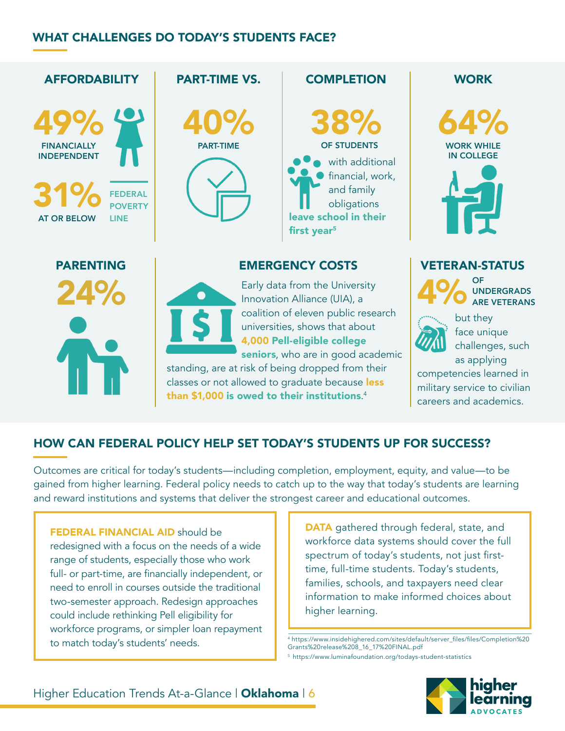## WHAT CHALLENGES DO TODAY'S STUDENTS FACE?

### AFFORDABILITY

**49%** FINANCIALLY INDEPENDENT

**31%** AT OR BELOW FEDERAL POVERTY LINE

### PART-TIME VS.

**40%** PART-TIME

### COMPLETION

**38%** OF STUDENTS with additional financial, work, and family obligations **leave school in their first year**[5]

### WORK

**64%** WORK WHILE IN COLLEGE

### PARENTING

**24%**

### EMERGENCY COSTS

Early data from the University Innovation Alliance (UIA), a coalition of eleven public research universities, shows that about **4,000 Pell-eligible college seniors**, who are in good academic standing, are at risk of being dropped from their classes or not allowed to graduate because **less than $1,000 is owed to their institutions.**[4]

### VETERAN-STATUS

**4%** OF UNDERGRADS ARE VETERANS but they face unique challenges, such as applying competencies learned in military service to civilian careers and academics.

## HOW CAN FEDERAL POLICY HELP SET TODAY'S STUDENTS UP FOR SUCCESS?

Outcomes are critical for today's students—including completion, employment, equity, and value—to be gained from higher learning. Federal policy needs to catch up to the way that today's students are learning and reward institutions and systems that deliver the strongest career and educational outcomes.

**FEDERAL FINANCIAL AID** should be redesigned with a focus on the needs of a wide range of students, especially those who work full- or part-time, are financially independent, or need to enroll in courses outside the traditional two-semester approach. Redesign approaches could include rethinking Pell eligibility for workforce programs, or simpler loan repayment to match today's students' needs.

**DATA** gathered through federal, state, and workforce data systems should cover the full spectrum of today's students, not just first-time, full-time students. Today's students, families, schools, and taxpayers need clear information to make informed choices about higher learning.

[4] https://www.insidehighered.com/sites/default/server_files/files/Completion%20Grants%20release%208_16_17%20FINAL.pdf

[5] https://www.luminafoundation.org/todays-student-statistics